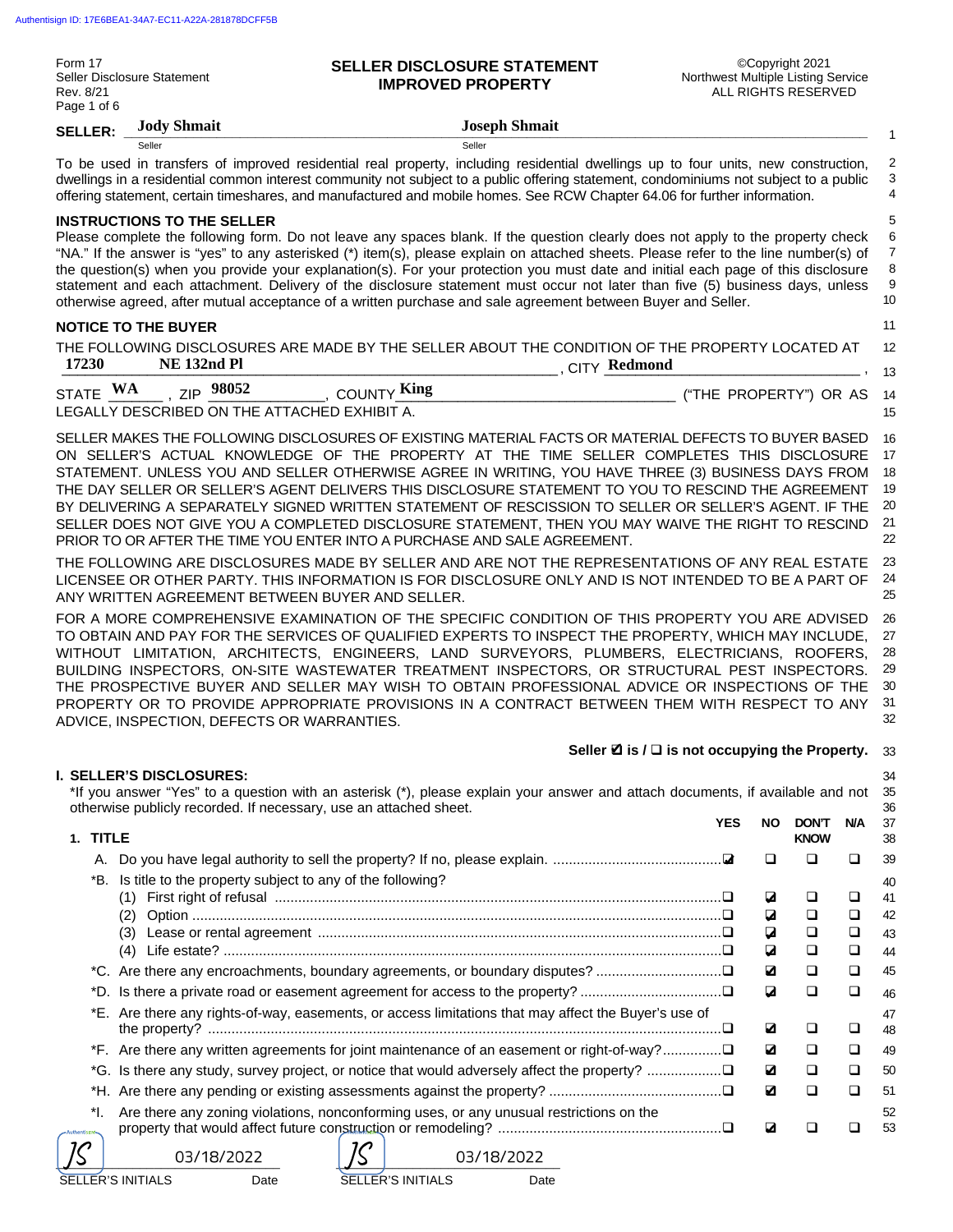Authentisign ID: 17E6BEA1-34A7-EC11-A22A-281878DCFF5B

Form 17
Seller Disclosure Statement
Rev. 8/21
Page 1 of 6

# SELLER DISCLOSURE STATEMENT
## IMPROVED PROPERTY

©Copyright 2021
Northwest Multiple Listing Service
ALL RIGHTS RESERVED

**SELLER:** Jody Shmait (Seller) Joseph Shmait (Seller)

To be used in transfers of improved residential real property, including residential dwellings up to four units, new construction, dwellings in a residential common interest community not subject to a public offering statement, condominiums not subject to a public offering statement, certain timeshares, and manufactured and mobile homes. See RCW Chapter 64.06 for further information.

### INSTRUCTIONS TO THE SELLER

Please complete the following form. Do not leave any spaces blank. If the question clearly does not apply to the property check "NA." If the answer is "yes" to any asterisked (*) item(s), please explain on attached sheets. Please refer to the line number(s) of the question(s) when you provide your explanation(s). For your protection you must date and initial each page of this disclosure statement and each attachment. Delivery of the disclosure statement must occur not later than five (5) business days, unless otherwise agreed, after mutual acceptance of a written purchase and sale agreement between Buyer and Seller.

### NOTICE TO THE BUYER

THE FOLLOWING DISCLOSURES ARE MADE BY THE SELLER ABOUT THE CONDITION OF THE PROPERTY LOCATED AT 17230 NE 132nd Pl, CITY Redmond, STATE WA, ZIP 98052, COUNTY King ("THE PROPERTY") OR AS LEGALLY DESCRIBED ON THE ATTACHED EXHIBIT A.

SELLER MAKES THE FOLLOWING DISCLOSURES OF EXISTING MATERIAL FACTS OR MATERIAL DEFECTS TO BUYER BASED ON SELLER'S ACTUAL KNOWLEDGE OF THE PROPERTY AT THE TIME SELLER COMPLETES THIS DISCLOSURE STATEMENT. UNLESS YOU AND SELLER OTHERWISE AGREE IN WRITING, YOU HAVE THREE (3) BUSINESS DAYS FROM THE DAY SELLER OR SELLER'S AGENT DELIVERS THIS DISCLOSURE STATEMENT TO YOU TO RESCIND THE AGREEMENT BY DELIVERING A SEPARATELY SIGNED WRITTEN STATEMENT OF RESCISSION TO SELLER OR SELLER'S AGENT. IF THE SELLER DOES NOT GIVE YOU A COMPLETED DISCLOSURE STATEMENT, THEN YOU MAY WAIVE THE RIGHT TO RESCIND PRIOR TO OR AFTER THE TIME YOU ENTER INTO A PURCHASE AND SALE AGREEMENT.

THE FOLLOWING ARE DISCLOSURES MADE BY SELLER AND ARE NOT THE REPRESENTATIONS OF ANY REAL ESTATE LICENSEE OR OTHER PARTY. THIS INFORMATION IS FOR DISCLOSURE ONLY AND IS NOT INTENDED TO BE A PART OF ANY WRITTEN AGREEMENT BETWEEN BUYER AND SELLER.

FOR A MORE COMPREHENSIVE EXAMINATION OF THE SPECIFIC CONDITION OF THIS PROPERTY YOU ARE ADVISED TO OBTAIN AND PAY FOR THE SERVICES OF QUALIFIED EXPERTS TO INSPECT THE PROPERTY, WHICH MAY INCLUDE, WITHOUT LIMITATION, ARCHITECTS, ENGINEERS, LAND SURVEYORS, PLUMBERS, ELECTRICIANS, ROOFERS, BUILDING INSPECTORS, ON-SITE WASTEWATER TREATMENT INSPECTORS, OR STRUCTURAL PEST INSPECTORS. THE PROSPECTIVE BUYER AND SELLER MAY WISH TO OBTAIN PROFESSIONAL ADVICE OR INSPECTIONS OF THE PROPERTY OR TO PROVIDE APPROPRIATE PROVISIONS IN A CONTRACT BETWEEN THEM WITH RESPECT TO ANY ADVICE, INSPECTION, DEFECTS OR WARRANTIES.

**Seller ☑ is / ☐ is not occupying the Property.**

### I. SELLER'S DISCLOSURES:

*If you answer "Yes" to a question with an asterisk (*), please explain your answer and attach documents, if available and not otherwise publicly recorded. If necessary, use an attached sheet.

| 1. TITLE | YES | NO | DON'T KNOW | N/A |
|---|---|---|---|---|
| A. Do you have legal authority to sell the property? If no, please explain. | ☑ | ☐ | ☐ | ☐ |
| *B. Is title to the property subject to any of the following? | | | | |
| (1) First right of refusal | ☐ | ☑ | ☐ | ☐ |
| (2) Option | ☐ | ☑ | ☐ | ☐ |
| (3) Lease or rental agreement | ☐ | ☑ | ☐ | ☐ |
| (4) Life estate? | ☐ | ☑ | ☐ | ☐ |
| *C. Are there any encroachments, boundary agreements, or boundary disputes? | ☐ | ☑ | ☐ | ☐ |
| *D. Is there a private road or easement agreement for access to the property? | ☐ | ☑ | ☐ | ☐ |
| *E. Are there any rights-of-way, easements, or access limitations that may affect the Buyer's use of the property? | ☐ | ☑ | ☐ | ☐ |
| *F. Are there any written agreements for joint maintenance of an easement or right-of-way? | ☐ | ☑ | ☐ | ☐ |
| *G. Is there any study, survey project, or notice that would adversely affect the property? | ☐ | ☑ | ☐ | ☐ |
| *H. Are there any pending or existing assessments against the property? | ☐ | ☑ | ☐ | ☐ |
| *I. Are there any zoning violations, nonconforming uses, or any unusual restrictions on the property that would affect future construction or remodeling? | ☐ | ☑ | ☐ | ☐ |

JS 03/18/2022 — SELLER'S INITIALS / Date
JS 03/18/2022 — SELLER'S INITIALS / Date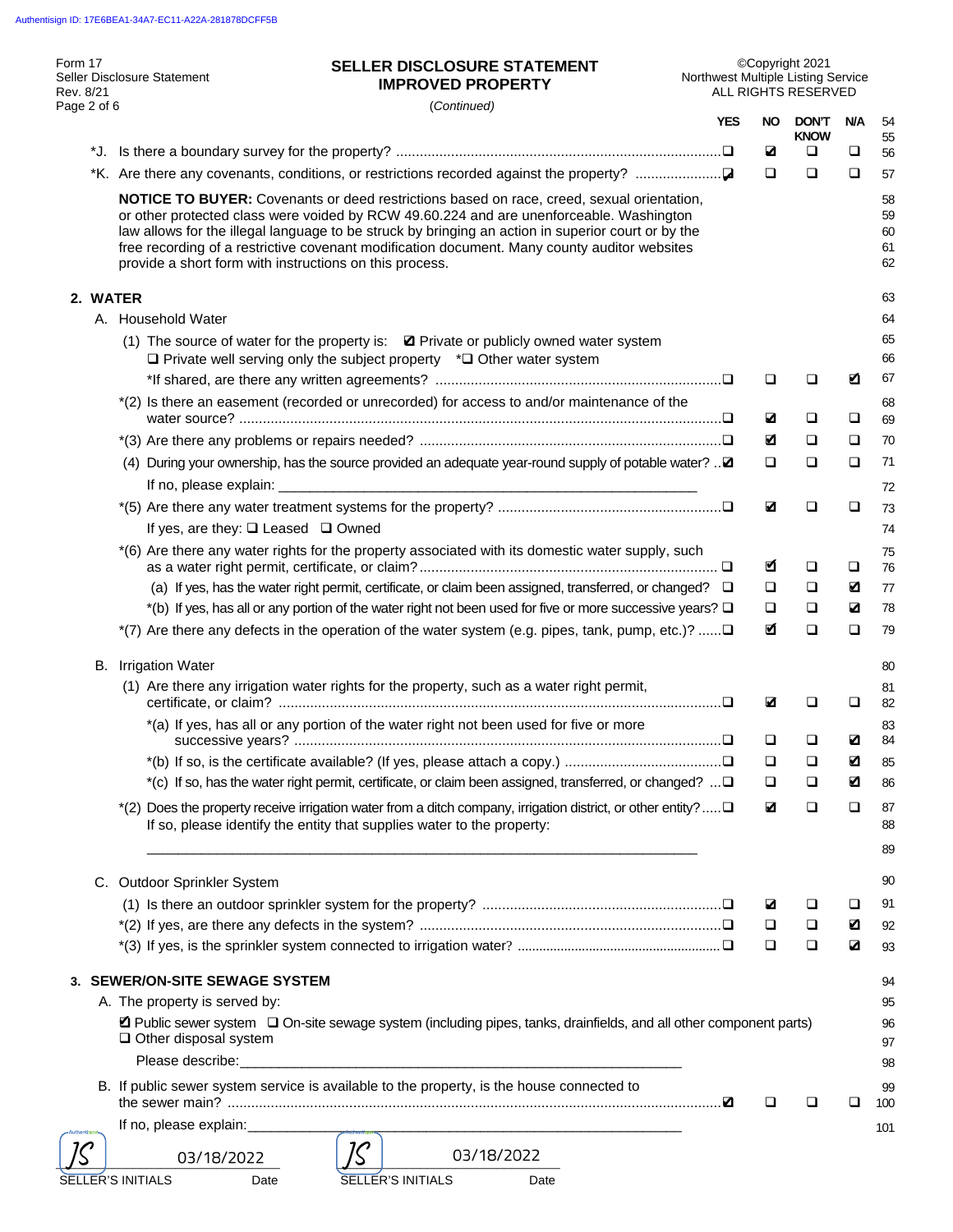Form 17
Seller Disclosure Statement
Rev. 8/21

# SELLER DISCLOSURE STATEMENT IMPROVED PROPERTY

(*Continued*)

©Copyright 2021 Northwest Multiple Listing Service ALL RIGHTS RESERVED

| | YES | NO | DON'T KNOW | N/A |
|---|---|---|---|---|
| *J. Is there a boundary survey for the property? | ☐ | ☑ | ☐ | ☐ |
| *K. Are there any covenants, conditions, or restrictions recorded against the property? | ☑ | ☐ | ☐ | ☐ |

**NOTICE TO BUYER:** Covenants or deed restrictions based on race, creed, sexual orientation, or other protected class were voided by RCW 49.60.224 and are unenforceable. Washington law allows for the illegal language to be struck by bringing an action in superior court or by the free recording of a restrictive covenant modification document. Many county auditor websites provide a short form with instructions on this process.

## 2. WATER

A. Household Water

(1) The source of water for the property is: ☑ Private or publicly owned water system ☐ Private well serving only the subject property *☐ Other water system

| | YES | NO | DON'T KNOW | N/A |
|---|---|---|---|---|
| *If shared, are there any written agreements? | ☐ | ☐ | ☐ | ☑ |
| *(2) Is there an easement (recorded or unrecorded) for access to and/or maintenance of the water source? | ☐ | ☑ | ☐ | ☐ |
| *(3) Are there any problems or repairs needed? | ☐ | ☑ | ☐ | ☐ |
| (4) During your ownership, has the source provided an adequate year-round supply of potable water? | ☑ | ☐ | ☐ | ☐ |

If no, please explain: ___________________________

| | YES | NO | DON'T KNOW | N/A |
|---|---|---|---|---|
| *(5) Are there any water treatment systems for the property? | ☐ | ☑ | ☐ | ☐ |

If yes, are they: ☐ Leased ☐ Owned

| | YES | NO | DON'T KNOW | N/A |
|---|---|---|---|---|
| *(6) Are there any water rights for the property associated with its domestic water supply, such as a water right permit, certificate, or claim? | ☐ | ☑ | ☐ | ☐ |
| (a) If yes, has the water right permit, certificate, or claim been assigned, transferred, or changed? | ☐ | ☐ | ☐ | ☑ |
| *(b) If yes, has all or any portion of the water right not been used for five or more successive years? | ☐ | ☐ | ☐ | ☑ |
| *(7) Are there any defects in the operation of the water system (e.g. pipes, tank, pump, etc.)? | ☐ | ☑ | ☐ | ☐ |

B. Irrigation Water

| | YES | NO | DON'T KNOW | N/A |
|---|---|---|---|---|
| (1) Are there any irrigation water rights for the property, such as a water right permit, certificate, or claim? | ☐ | ☑ | ☐ | ☐ |
| *(a) If yes, has all or any portion of the water right not been used for five or more successive years? | ☐ | ☐ | ☐ | ☑ |
| *(b) If so, is the certificate available? (If yes, please attach a copy.) | ☐ | ☐ | ☐ | ☑ |
| *(c) If so, has the water right permit, certificate, or claim been assigned, transferred, or changed? | ☐ | ☐ | ☐ | ☑ |
| *(2) Does the property receive irrigation water from a ditch company, irrigation district, or other entity? | ☐ | ☑ | ☐ | ☐ |

If so, please identify the entity that supplies water to the property:

___________________________

C. Outdoor Sprinkler System

| | YES | NO | DON'T KNOW | N/A |
|---|---|---|---|---|
| (1) Is there an outdoor sprinkler system for the property? | ☐ | ☑ | ☐ | ☐ |
| *(2) If yes, are there any defects in the system? | ☐ | ☐ | ☐ | ☑ |
| *(3) If yes, is the sprinkler system connected to irrigation water? | ☐ | ☐ | ☐ | ☑ |

## 3. SEWER/ON-SITE SEWAGE SYSTEM

A. The property is served by:

☑ Public sewer system ☐ On-site sewage system (including pipes, tanks, drainfields, and all other component parts) ☐ Other disposal system

Please describe: ___________________________

| | YES | NO | DON'T KNOW | N/A |
|---|---|---|---|---|
| B. If public sewer system service is available to the property, is the house connected to the sewer main? | ☑ | ☐ | ☐ | ☐ |

If no, please explain: ___________________________

JS 03/18/2022 — SELLER'S INITIALS / Date
JS 03/18/2022 — SELLER'S INITIALS / Date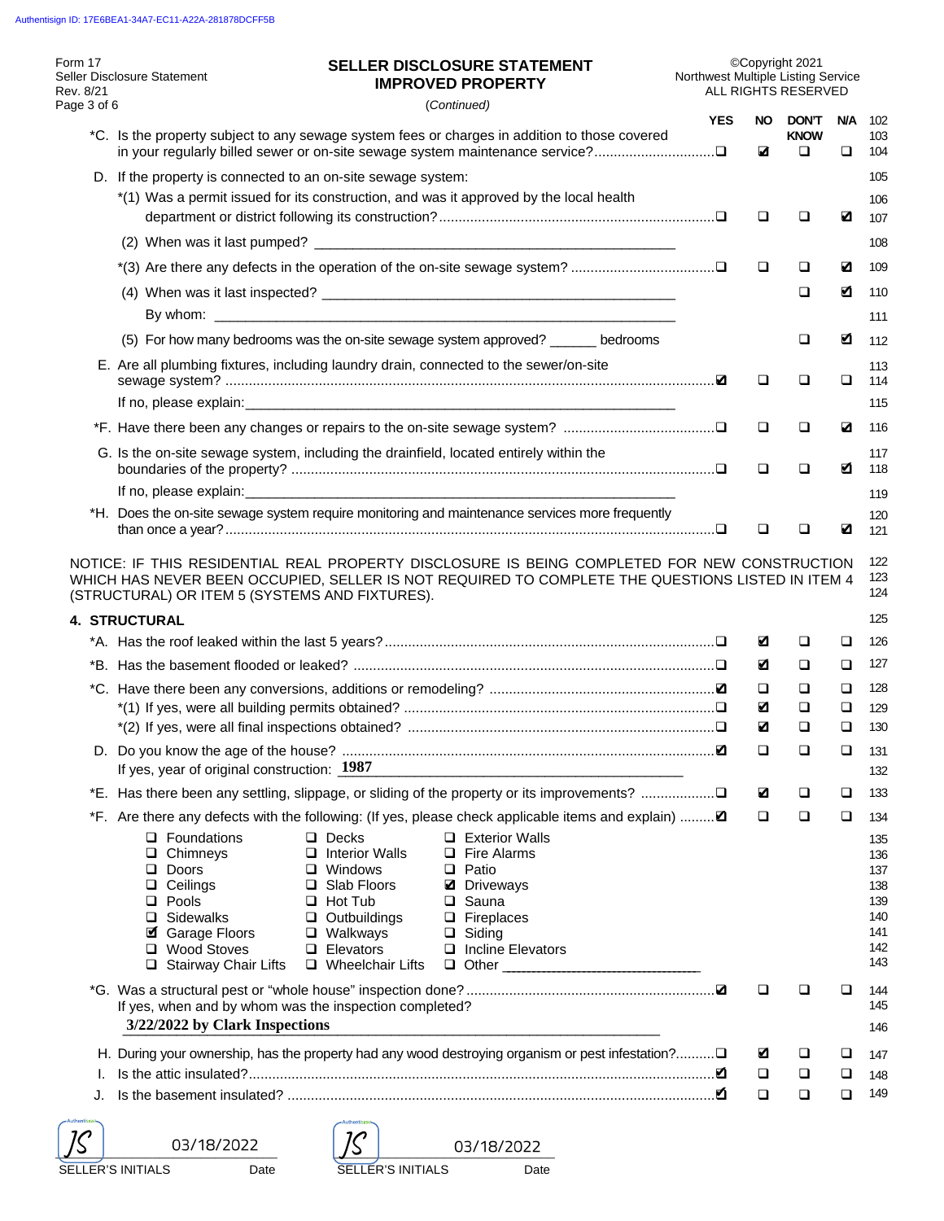Form 17
Seller Disclosure Statement
Rev. 8/21

## SELLER DISCLOSURE STATEMENT
## IMPROVED PROPERTY

*(Continued)*

©Copyright 2021
Northwest Multiple Listing Service
ALL RIGHTS RESERVED

| | YES | NO | DON'T KNOW | N/A | |
|---|---|---|---|---|---|
| *C. Is the property subject to any sewage system fees or charges in addition to those covered in your regularly billed sewer or on-site sewage system maintenance service? | ☐ | ☑ | ☐ | ☐ | 102–104 |
| D. If the property is connected to an on-site sewage system: | | | | | 105 |
| *(1) Was a permit issued for its construction, and was it approved by the local health department or district following its construction? | ☐ | ☐ | ☐ | ☑ | 106–107 |
| (2) When was it last pumped? ______ | | | | | 108 |
| *(3) Are there any defects in the operation of the on-site sewage system? | ☐ | ☐ | ☐ | ☑ | 109 |
| (4) When was it last inspected? ______ | | | ☐ | ☑ | 110 |
| By whom: ______ | | | | | 111 |
| (5) For how many bedrooms was the on-site sewage system approved? ______ bedrooms | | | ☐ | ☑ | 112 |
| E. Are all plumbing fixtures, including laundry drain, connected to the sewer/on-site sewage system? | ☑ | ☐ | ☐ | ☐ | 113–114 |
| If no, please explain: ______ | | | | | 115 |
| *F. Have there been any changes or repairs to the on-site sewage system? | ☐ | ☐ | ☐ | ☑ | 116 |
| G. Is the on-site sewage system, including the drainfield, located entirely within the boundaries of the property? | ☐ | ☐ | ☐ | ☑ | 117–118 |
| If no, please explain: ______ | | | | | 119 |
| *H. Does the on-site sewage system require monitoring and maintenance services more frequently than once a year? | ☐ | ☐ | ☐ | ☑ | 120–121 |

NOTICE: IF THIS RESIDENTIAL REAL PROPERTY DISCLOSURE IS BEING COMPLETED FOR NEW CONSTRUCTION WHICH HAS NEVER BEEN OCCUPIED, SELLER IS NOT REQUIRED TO COMPLETE THE QUESTIONS LISTED IN ITEM 4 (STRUCTURAL) OR ITEM 5 (SYSTEMS AND FIXTURES). 122–124

### 4. STRUCTURAL

| | YES | NO | DON'T KNOW | N/A | |
|---|---|---|---|---|---|
| *A. Has the roof leaked within the last 5 years? | ☐ | ☑ | ☐ | ☐ | 126 |
| *B. Has the basement flooded or leaked? | ☐ | ☑ | ☐ | ☐ | 127 |
| *C. Have there been any conversions, additions or remodeling? | ☑ | ☐ | ☐ | ☐ | 128 |
| *(1) If yes, were all building permits obtained? | ☐ | ☑ | ☐ | ☐ | 129 |
| *(2) If yes, were all final inspections obtained? | ☐ | ☑ | ☐ | ☐ | 130 |
| D. Do you know the age of the house? | ☑ | ☐ | ☐ | ☐ | 131 |
| If yes, year of original construction: **1987** | | | | | 132 |
| *E. Has there been any settling, slippage, or sliding of the property or its improvements? | ☐ | ☑ | ☐ | ☐ | 133 |
| *F. Are there any defects with the following: (If yes, please check applicable items and explain) | ☑ | ☐ | ☐ | ☐ | 134 |

| | | |
|---|---|---|
| ☐ Foundations | ☐ Decks | ☐ Exterior Walls |
| ☐ Chimneys | ☐ Interior Walls | ☐ Fire Alarms |
| ☐ Doors | ☐ Windows | ☐ Patio |
| ☐ Ceilings | ☐ Slab Floors | ☑ Driveways |
| ☐ Pools | ☐ Hot Tub | ☐ Sauna |
| ☐ Sidewalks | ☐ Outbuildings | ☐ Fireplaces |
| ☑ Garage Floors | ☐ Walkways | ☐ Siding |
| ☐ Wood Stoves | ☐ Elevators | ☐ Incline Elevators |
| ☐ Stairway Chair Lifts | ☐ Wheelchair Lifts | ☐ Other ______ |

| | YES | NO | DON'T KNOW | N/A | |
|---|---|---|---|---|---|
| *G. Was a structural pest or "whole house" inspection done? | ☑ | ☐ | ☐ | ☐ | 144 |
| If yes, when and by whom was the inspection completed? | | | | | 145 |
| **3/22/2022 by Clark Inspections** | | | | | 146 |
| H. During your ownership, has the property had any wood destroying organism or pest infestation? | ☐ | ☑ | ☐ | ☐ | 147 |
| I. Is the attic insulated? | ☑ | ☐ | ☐ | ☐ | 148 |
| J. Is the basement insulated? | ☑ | ☐ | ☐ | ☐ | 149 |

JS 03/18/2022 — SELLER'S INITIALS, Date

JS 03/18/2022 — SELLER'S INITIALS, Date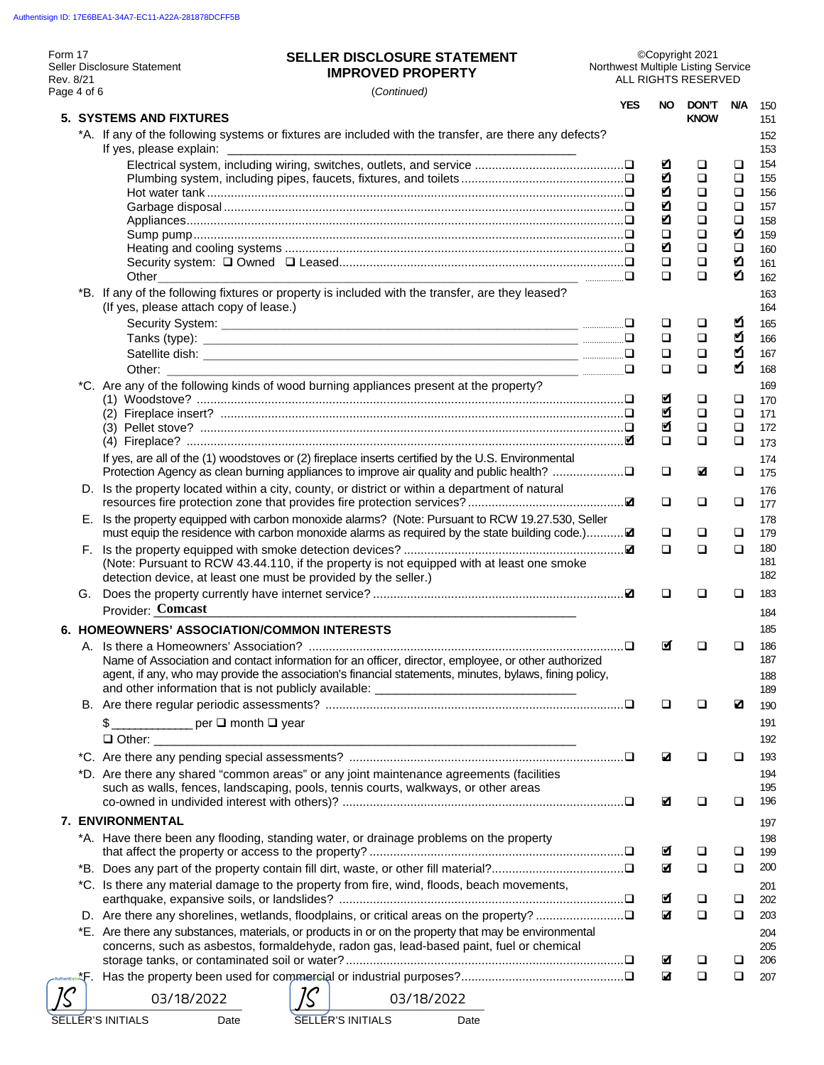Form 17
Seller Disclosure Statement
Rev. 8/21

**SELLER DISCLOSURE STATEMENT**
**IMPROVED PROPERTY**
(Continued)

©Copyright 2021
Northwest Multiple Listing Service
ALL RIGHTS RESERVED

## 5. SYSTEMS AND FIXTURES

| | | YES | NO | DON'T KNOW | N/A |
|---|---|---|---|---|---|
| *A. | If any of the following systems or fixtures are included with the transfer, are there any defects? If yes, please explain: ____ | | | | |
| | Electrical system, including wiring, switches, outlets, and service | ☐ | ☑ | ☐ | ☐ |
| | Plumbing system, including pipes, faucets, fixtures, and toilets | ☐ | ☑ | ☐ | ☐ |
| | Hot water tank | ☐ | ☑ | ☐ | ☐ |
| | Garbage disposal | ☐ | ☑ | ☐ | ☐ |
| | Appliances | ☐ | ☑ | ☐ | ☐ |
| | Sump pump | ☐ | ☐ | ☐ | ☑ |
| | Heating and cooling systems | ☐ | ☑ | ☐ | ☐ |
| | Security system: ☐ Owned ☐ Leased | ☐ | ☐ | ☐ | ☑ |
| | Other ____ | ☐ | ☐ | ☐ | ☑ |
| *B. | If any of the following fixtures or property is included with the transfer, are they leased? (If yes, please attach copy of lease.) | | | | |
| | Security System: ____ | ☐ | ☐ | ☐ | ☑ |
| | Tanks (type): ____ | ☐ | ☐ | ☐ | ☑ |
| | Satellite dish: ____ | ☐ | ☐ | ☐ | ☑ |
| | Other: ____ | ☐ | ☐ | ☐ | ☑ |
| *C. | Are any of the following kinds of wood burning appliances present at the property? | | | | |
| | (1) Woodstove? | ☐ | ☑ | ☐ | ☐ |
| | (2) Fireplace insert? | ☐ | ☑ | ☐ | ☐ |
| | (3) Pellet stove? | ☐ | ☑ | ☐ | ☐ |
| | (4) Fireplace? | ☑ | ☐ | ☐ | ☐ |
| | If yes, are all of the (1) woodstoves or (2) fireplace inserts certified by the U.S. Environmental Protection Agency as clean burning appliances to improve air quality and public health? | ☐ | ☐ | ☑ | ☐ |
| D. | Is the property located within a city, county, or district or within a department of natural resources fire protection zone that provides fire protection services? | ☑ | ☐ | ☐ | ☐ |
| E. | Is the property equipped with carbon monoxide alarms? (Note: Pursuant to RCW 19.27.530, Seller must equip the residence with carbon monoxide alarms as required by the state building code.) | ☑ | ☐ | ☐ | ☐ |
| F. | Is the property equipped with smoke detection devices? (Note: Pursuant to RCW 43.44.110, if the property is not equipped with at least one smoke detection device, at least one must be provided by the seller.) | ☑ | ☐ | ☐ | ☐ |
| G. | Does the property currently have internet service? Provider: Comcast | ☑ | ☐ | ☐ | ☐ |

## 6. HOMEOWNERS' ASSOCIATION/COMMON INTERESTS

| | | YES | NO | DON'T KNOW | N/A |
|---|---|---|---|---|---|
| A. | Is there a Homeowners' Association? Name of Association and contact information for an officer, director, employee, or other authorized agent, if any, who may provide the association's financial statements, minutes, bylaws, fining policy, and other information that is not publicly available: ____ | ☐ | ☑ | ☐ | ☐ |
| B. | Are there regular periodic assessments? $____ per ☐ month ☐ year ☐ Other: ____ | ☐ | ☐ | ☐ | ☑ |
| *C. | Are there any pending special assessments? | ☐ | ☑ | ☐ | ☐ |
| *D. | Are there any shared "common areas" or any joint maintenance agreements (facilities such as walls, fences, landscaping, pools, tennis courts, walkways, or other areas co-owned in undivided interest with others)? | ☐ | ☑ | ☐ | ☐ |

## 7. ENVIRONMENTAL

| | | YES | NO | DON'T KNOW | N/A |
|---|---|---|---|---|---|
| *A. | Have there been any flooding, standing water, or drainage problems on the property that affect the property or access to the property? | ☐ | ☑ | ☐ | ☐ |
| *B. | Does any part of the property contain fill dirt, waste, or other fill material? | ☐ | ☑ | ☐ | ☐ |
| *C. | Is there any material damage to the property from fire, wind, floods, beach movements, earthquake, expansive soils, or landslides? | ☐ | ☑ | ☐ | ☐ |
| D. | Are there any shorelines, wetlands, floodplains, or critical areas on the property? | ☐ | ☑ | ☐ | ☐ |
| *E. | Are there any substances, materials, or products in or on the property that may be environmental concerns, such as asbestos, formaldehyde, radon gas, lead-based paint, fuel or chemical storage tanks, or contaminated soil or water? | ☐ | ☑ | ☐ | ☐ |
| *F. | Has the property been used for commercial or industrial purposes? | ☐ | ☑ | ☐ | ☐ |

JS 03/18/2022 — SELLER'S INITIALS, Date
JS 03/18/2022 — SELLER'S INITIALS, Date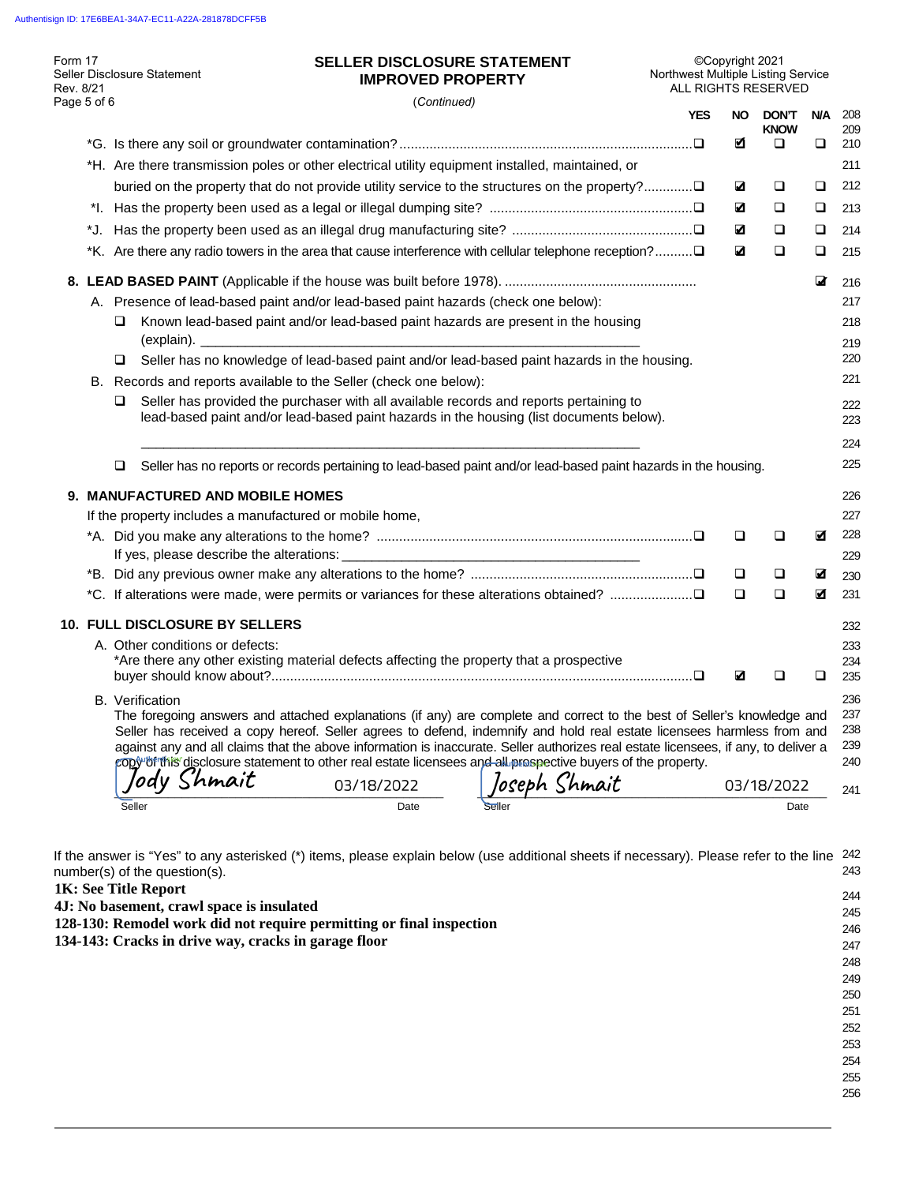Authentisign ID: 17E6BEA1-34A7-EC11-A22A-281878DCFF5B

Form 17
Seller Disclosure Statement
Rev. 8/21

**SELLER DISCLOSURE STATEMENT**
**IMPROVED PROPERTY**

*(Continued)*

©Copyright 2021
Northwest Multiple Listing Service
ALL RIGHTS RESERVED

| | YES | NO | DON'T KNOW | N/A |
|---|---|---|---|---|
| *G. Is there any soil or groundwater contamination? | ❑ | ☑ | ❑ | ❑ |
| *H. Are there transmission poles or other electrical utility equipment installed, maintained, or buried on the property that do not provide utility service to the structures on the property? | ❑ | ☑ | ❑ | ❑ |
| *I. Has the property been used as a legal or illegal dumping site? | ❑ | ☑ | ❑ | ❑ |
| *J. Has the property been used as an illegal drug manufacturing site? | ❑ | ☑ | ❑ | ❑ |
| *K. Are there any radio towers in the area that cause interference with cellular telephone reception? | ❑ | ☑ | ❑ | ❑ |

**8. LEAD BASED PAINT** (Applicable if the house was built before 1978). ☑ N/A

A. Presence of lead-based paint and/or lead-based paint hazards (check one below):

- ❑ Known lead-based paint and/or lead-based paint hazards are present in the housing (explain). ______________________________
- ❑ Seller has no knowledge of lead-based paint and/or lead-based paint hazards in the housing.

B. Records and reports available to the Seller (check one below):

- ❑ Seller has provided the purchaser with all available records and reports pertaining to lead-based paint and/or lead-based paint hazards in the housing (list documents below).
  ______________________________
- ❑ Seller has no reports or records pertaining to lead-based paint and/or lead-based paint hazards in the housing.

**9. MANUFACTURED AND MOBILE HOMES**

If the property includes a manufactured or mobile home,

| | YES | NO | DON'T KNOW | N/A |
|---|---|---|---|---|
| *A. Did you make any alterations to the home? If yes, please describe the alterations: ______________________________ | ❑ | ❑ | ❑ | ☑ |
| *B. Did any previous owner make any alterations to the home? | ❑ | ❑ | ❑ | ☑ |
| *C. If alterations were made, were permits or variances for these alterations obtained? | ❑ | ❑ | ❑ | ☑ |

**10. FULL DISCLOSURE BY SELLERS**

A. Other conditions or defects:

| | YES | NO | DON'T KNOW | N/A |
|---|---|---|---|---|
| *Are there any other existing material defects affecting the property that a prospective buyer should know about? | ❑ | ☑ | ❑ | ❑ |

B. Verification

The foregoing answers and attached explanations (if any) are complete and correct to the best of Seller's knowledge and Seller has received a copy hereof. Seller agrees to defend, indemnify and hold real estate licensees harmless from and against any and all claims that the above information is inaccurate. Seller authorizes real estate licensees, if any, to deliver a copy of this disclosure statement to other real estate licensees and all prospective buyers of the property.

| Jody Shmait | 03/18/2022 | Joseph Shmait | 03/18/2022 |
|---|---|---|---|
| Seller | Date | Seller | Date |

If the answer is "Yes" to any asterisked (*) items, please explain below (use additional sheets if necessary). Please refer to the line number(s) of the question(s).

**1K: See Title Report**
**4J: No basement, crawl space is insulated**
**128-130: Remodel work did not require permitting or final inspection**
**134-143: Cracks in drive way, cracks in garage floor**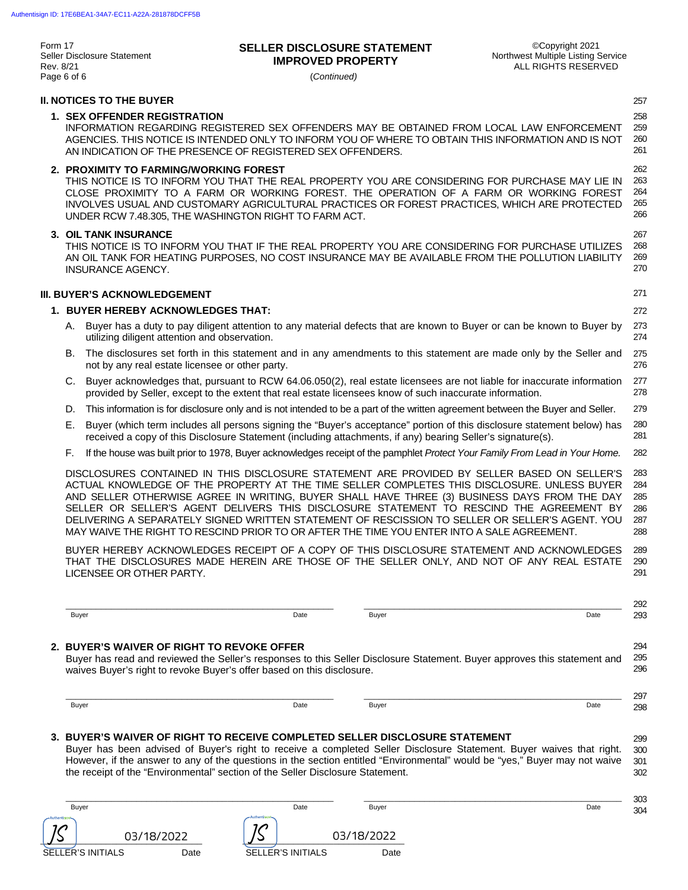## II. NOTICES TO THE BUYER

**1. SEX OFFENDER REGISTRATION**
INFORMATION REGARDING REGISTERED SEX OFFENDERS MAY BE OBTAINED FROM LOCAL LAW ENFORCEMENT AGENCIES. THIS NOTICE IS INTENDED ONLY TO INFORM YOU OF WHERE TO OBTAIN THIS INFORMATION AND IS NOT AN INDICATION OF THE PRESENCE OF REGISTERED SEX OFFENDERS.

**2. PROXIMITY TO FARMING/WORKING FOREST**
THIS NOTICE IS TO INFORM YOU THAT THE REAL PROPERTY YOU ARE CONSIDERING FOR PURCHASE MAY LIE IN CLOSE PROXIMITY TO A FARM OR WORKING FOREST. THE OPERATION OF A FARM OR WORKING FOREST INVOLVES USUAL AND CUSTOMARY AGRICULTURAL PRACTICES OR FOREST PRACTICES, WHICH ARE PROTECTED UNDER RCW 7.48.305, THE WASHINGTON RIGHT TO FARM ACT.

**3. OIL TANK INSURANCE**
THIS NOTICE IS TO INFORM YOU THAT IF THE REAL PROPERTY YOU ARE CONSIDERING FOR PURCHASE UTILIZES AN OIL TANK FOR HEATING PURPOSES, NO COST INSURANCE MAY BE AVAILABLE FROM THE POLLUTION LIABILITY INSURANCE AGENCY.

## III. BUYER'S ACKNOWLEDGEMENT

**1. BUYER HEREBY ACKNOWLEDGES THAT:**

A. Buyer has a duty to pay diligent attention to any material defects that are known to Buyer or can be known to Buyer by utilizing diligent attention and observation.

B. The disclosures set forth in this statement and in any amendments to this statement are made only by the Seller and not by any real estate licensee or other party.

C. Buyer acknowledges that, pursuant to RCW 64.06.050(2), real estate licensees are not liable for inaccurate information provided by Seller, except to the extent that real estate licensees know of such inaccurate information.

D. This information is for disclosure only and is not intended to be a part of the written agreement between the Buyer and Seller.

E. Buyer (which term includes all persons signing the "Buyer's acceptance" portion of this disclosure statement below) has received a copy of this Disclosure Statement (including attachments, if any) bearing Seller's signature(s).

F. If the house was built prior to 1978, Buyer acknowledges receipt of the pamphlet *Protect Your Family From Lead in Your Home.*

DISCLOSURES CONTAINED IN THIS DISCLOSURE STATEMENT ARE PROVIDED BY SELLER BASED ON SELLER'S ACTUAL KNOWLEDGE OF THE PROPERTY AT THE TIME SELLER COMPLETES THIS DISCLOSURE. UNLESS BUYER AND SELLER OTHERWISE AGREE IN WRITING, BUYER SHALL HAVE THREE (3) BUSINESS DAYS FROM THE DAY SELLER OR SELLER'S AGENT DELIVERS THIS DISCLOSURE STATEMENT TO RESCIND THE AGREEMENT BY DELIVERING A SEPARATELY SIGNED WRITTEN STATEMENT OF RESCISSION TO SELLER OR SELLER'S AGENT. YOU MAY WAIVE THE RIGHT TO RESCIND PRIOR TO OR AFTER THE TIME YOU ENTER INTO A SALE AGREEMENT.

BUYER HEREBY ACKNOWLEDGES RECEIPT OF A COPY OF THIS DISCLOSURE STATEMENT AND ACKNOWLEDGES THAT THE DISCLOSURES MADE HEREIN ARE THOSE OF THE SELLER ONLY, AND NOT OF ANY REAL ESTATE LICENSEE OR OTHER PARTY.

Buyer ____________ Date ______ Buyer ____________ Date ______

**2. BUYER'S WAIVER OF RIGHT TO REVOKE OFFER**
Buyer has read and reviewed the Seller's responses to this Seller Disclosure Statement. Buyer approves this statement and waives Buyer's right to revoke Buyer's offer based on this disclosure.

Buyer ____________ Date ______ Buyer ____________ Date ______

**3. BUYER'S WAIVER OF RIGHT TO RECEIVE COMPLETED SELLER DISCLOSURE STATEMENT**
Buyer has been advised of Buyer's right to receive a completed Seller Disclosure Statement. Buyer waives that right. However, if the answer to any of the questions in the section entitled "Environmental" would be "yes," Buyer may not waive the receipt of the "Environmental" section of the Seller Disclosure Statement.

Buyer ____________ Date ______ Buyer ____________ Date ______

SELLER'S INITIALS: JS Date: 03/18/2022  SELLER'S INITIALS: JS Date: 03/18/2022